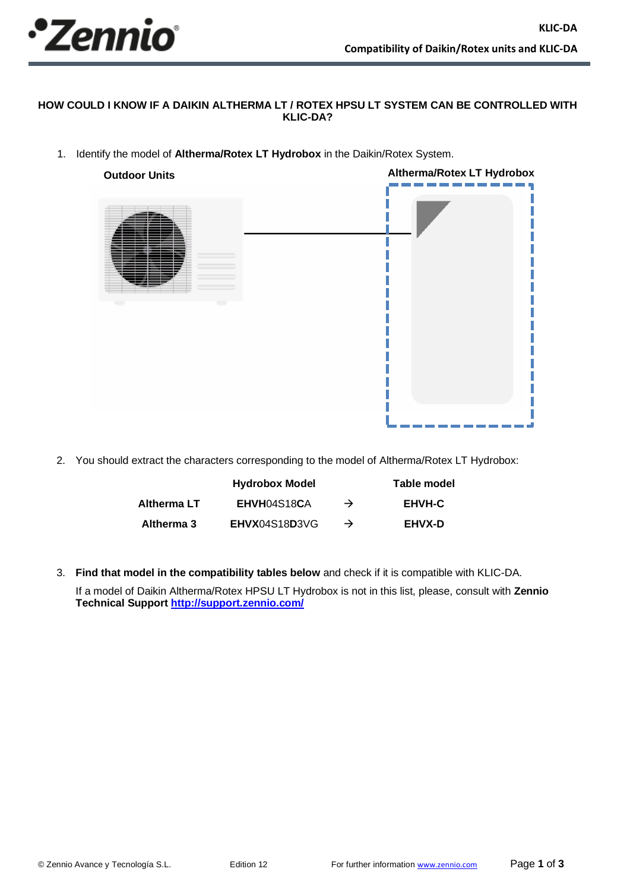## HOW COULD I KNOW IF A DAIKIN ALTHERMA LT / ROTEX HPSU LT SYSTEM CAN BE CONTROLLED WITH KLIC-DA?

1. Identify the model of **Altherma/Rotex LT Hydrobox** in the Daikin/Rotex System.

**Outdoor Units** **Altherma/Rotex LT Hydrobox**

2. You should extract the characters corresponding to the model of Altherma/Rotex LT Hydrobox:

| | Hydrobox Model | | Table model |
|---|---|---|---|
| **Altherma LT** | **EHVH**04S18**C**A | → | **EHVH-C** |
| **Altherma 3** | **EHVX**04S18**D**3VG | → | **EHVX-D** |

3. **Find that model in the compatibility tables below** and check if it is compatible with KLIC-DA.

   If a model of Daikin Altherma/Rotex HPSU LT Hydrobox is not in this list, please, consult with **Zennio Technical Support** [**http://support.zennio.com/**](http://support.zennio.com/)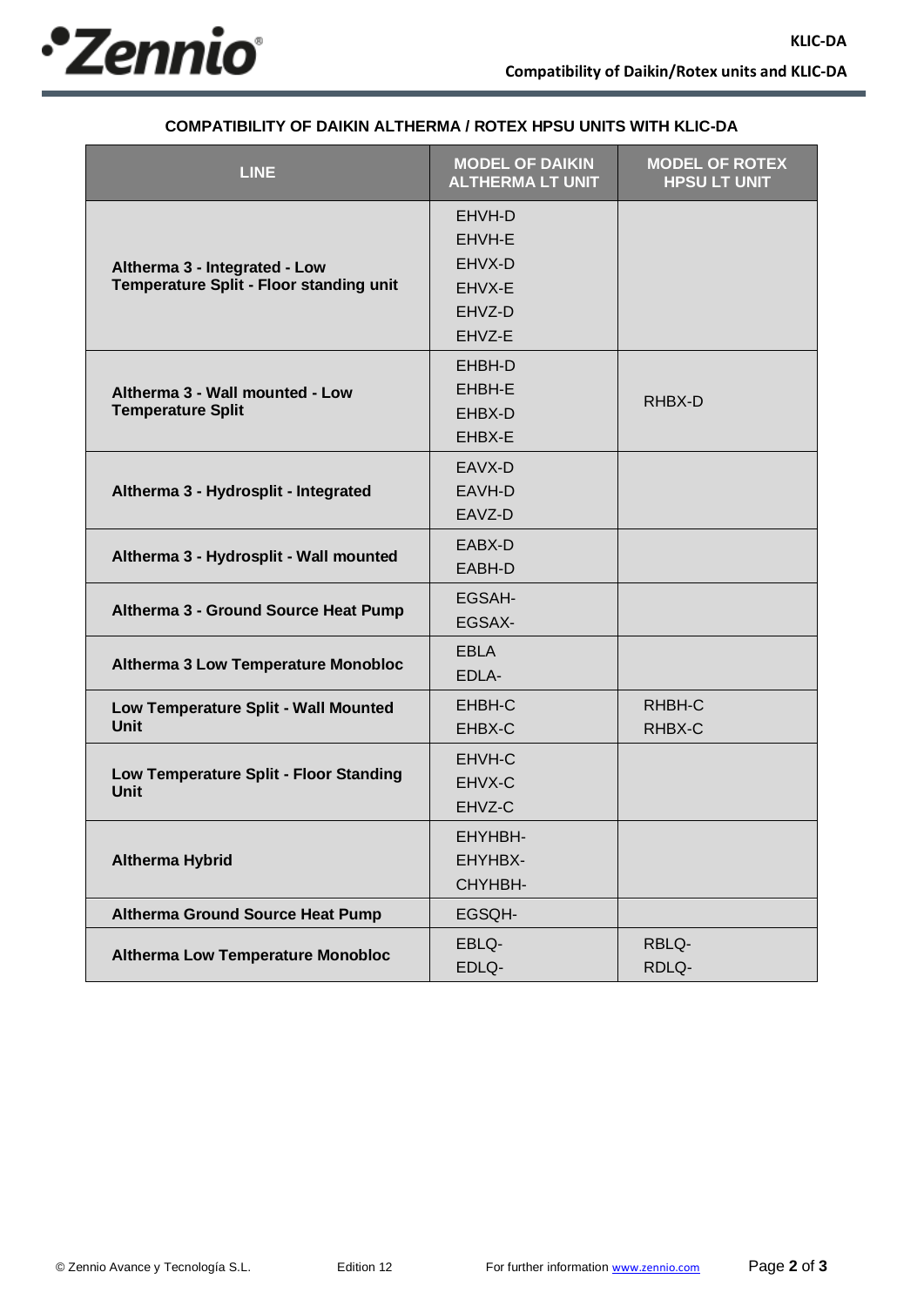**COMPATIBILITY OF DAIKIN ALTHERMA / ROTEX HPSU UNITS WITH KLIC-DA**

| LINE | MODEL OF DAIKIN ALTHERMA LT UNIT | MODEL OF ROTEX HPSU LT UNIT |
|---|---|---|
| **Altherma 3 - Integrated - Low Temperature Split - Floor standing unit** | EHVH-D<br>EHVH-E<br>EHVX-D<br>EHVX-E<br>EHVZ-D<br>EHVZ-E | |
| **Altherma 3 - Wall mounted - Low Temperature Split** | EHBH-D<br>EHBH-E<br>EHBX-D<br>EHBX-E | RHBX-D |
| **Altherma 3 - Hydrosplit - Integrated** | EAVX-D<br>EAVH-D<br>EAVZ-D | |
| **Altherma 3 - Hydrosplit - Wall mounted** | EABX-D<br>EABH-D | |
| **Altherma 3 - Ground Source Heat Pump** | EGSAH-<br>EGSAX- | |
| **Altherma 3 Low Temperature Monobloc** | EBLA<br>EDLA- | |
| **Low Temperature Split - Wall Mounted Unit** | EHBH-C<br>EHBX-C | RHBH-C<br>RHBX-C |
| **Low Temperature Split - Floor Standing Unit** | EHVH-C<br>EHVX-C<br>EHVZ-C | |
| **Altherma Hybrid** | EHYHBH-<br>EHYHBX-<br>CHYHBH- | |
| **Altherma Ground Source Heat Pump** | EGSQH- | |
| **Altherma Low Temperature Monobloc** | EBLQ-<br>EDLQ- | RBLQ-<br>RDLQ- |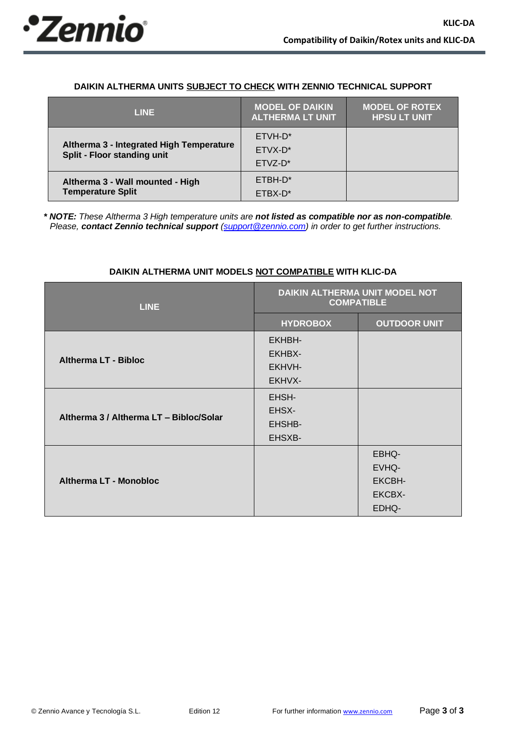**DAIKIN ALTHERMA UNITS SUBJECT TO CHECK WITH ZENNIO TECHNICAL SUPPORT**

| LINE | MODEL OF DAIKIN ALTHERMA LT UNIT | MODEL OF ROTEX HPSU LT UNIT |
|---|---|---|
| **Altherma 3 - Integrated High Temperature Split - Floor standing unit** | ETVH-D*<br>ETVX-D*<br>ETVZ-D* | |
| **Altherma 3 - Wall mounted - High Temperature Split** | ETBH-D*<br>ETBX-D* | |

***\* NOTE:** These Altherma 3 High temperature units are **not listed as compatible nor as non-compatible**. Please, **contact Zennio technical support** ([support@zennio.com](mailto:support@zennio.com)) in order to get further instructions.*

**DAIKIN ALTHERMA UNIT MODELS NOT COMPATIBLE WITH KLIC-DA**

| LINE | DAIKIN ALTHERMA UNIT MODEL NOT COMPATIBLE | |
|---|---|---|
| | HYDROBOX | OUTDOOR UNIT |
| **Altherma LT - Bibloc** | EKHBH-<br>EKHBX-<br>EKHVH-<br>EKHVX- | |
| **Altherma 3 / Altherma LT – Bibloc/Solar** | EHSH-<br>EHSX-<br>EHSHB-<br>EHSXB- | |
| **Altherma LT - Monobloc** | | EBHQ-<br>EVHQ-<br>EKCBH-<br>EKCBX-<br>EDHQ- |